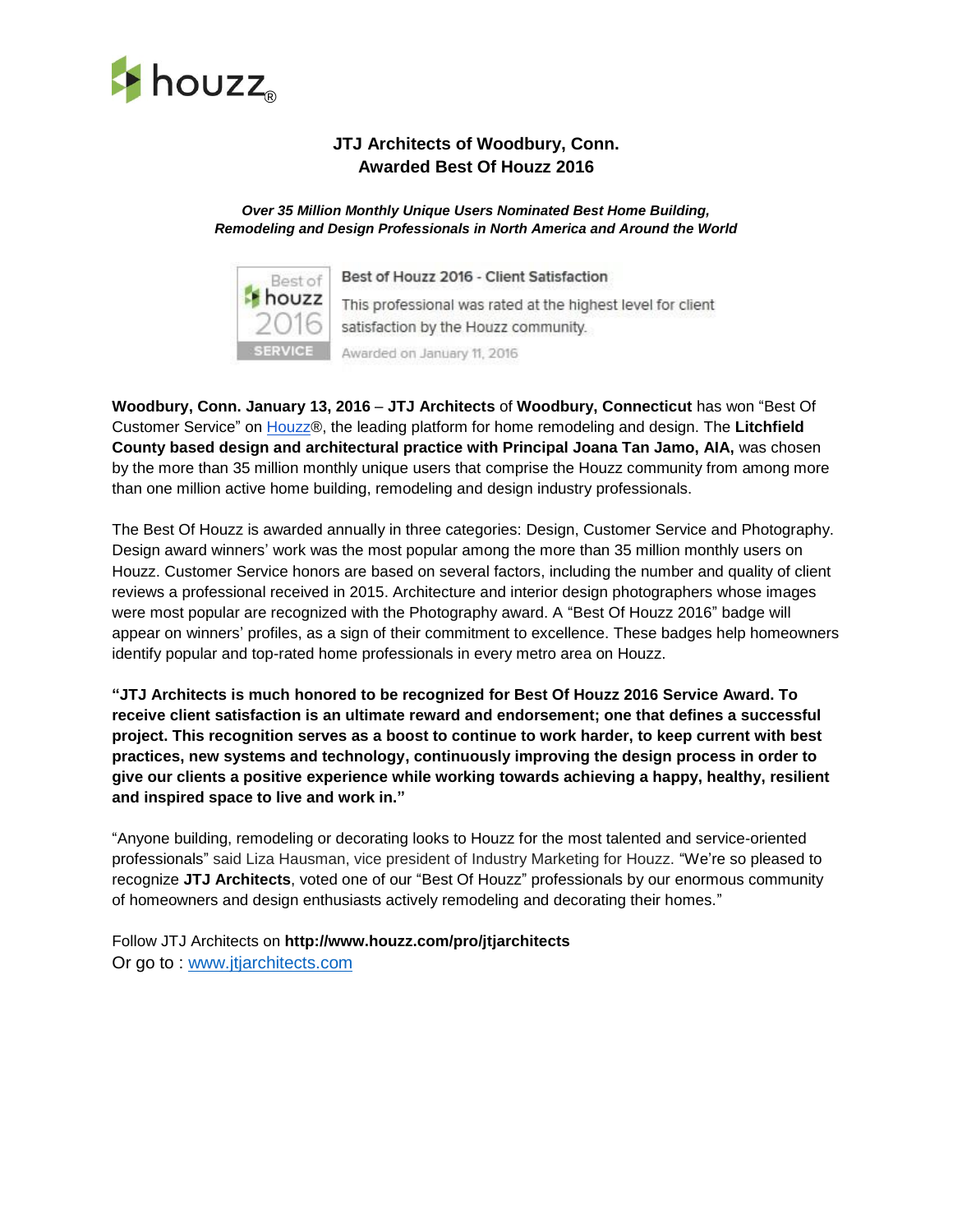houzz®

# JTJ Architects of Woodbury, Conn. Awarded Best Of Houzz 2016

***Over 35 Million Monthly Unique Users Nominated Best Home Building, Remodeling and Design Professionals in North America and Around the World***

Best of houzz 2016 SERVICE

**Best of Houzz 2016 - Client Satisfaction**

This professional was rated at the highest level for client satisfaction by the Houzz community.

Awarded on January 11, 2016

**Woodbury, Conn. January 13, 2016** – **JTJ Architects** of **Woodbury, Connecticut** has won "Best Of Customer Service" on Houzz®, the leading platform for home remodeling and design. The **Litchfield County based design and architectural practice with Principal Joana Tan Jamo, AIA,** was chosen by the more than 35 million monthly unique users that comprise the Houzz community from among more than one million active home building, remodeling and design industry professionals.

The Best Of Houzz is awarded annually in three categories: Design, Customer Service and Photography. Design award winners' work was the most popular among the more than 35 million monthly users on Houzz. Customer Service honors are based on several factors, including the number and quality of client reviews a professional received in 2015. Architecture and interior design photographers whose images were most popular are recognized with the Photography award. A "Best Of Houzz 2016" badge will appear on winners' profiles, as a sign of their commitment to excellence. These badges help homeowners identify popular and top-rated home professionals in every metro area on Houzz.

**"JTJ Architects is much honored to be recognized for Best Of Houzz 2016 Service Award. To receive client satisfaction is an ultimate reward and endorsement; one that defines a successful project. This recognition serves as a boost to continue to work harder, to keep current with best practices, new systems and technology, continuously improving the design process in order to give our clients a positive experience while working towards achieving a happy, healthy, resilient and inspired space to live and work in."**

"Anyone building, remodeling or decorating looks to Houzz for the most talented and service-oriented professionals" said Liza Hausman, vice president of Industry Marketing for Houzz. "We're so pleased to recognize **JTJ Architects**, voted one of our "Best Of Houzz" professionals by our enormous community of homeowners and design enthusiasts actively remodeling and decorating their homes."

Follow JTJ Architects on **http://www.houzz.com/pro/jtjarchitects**
Or go to : www.jtjarchitects.com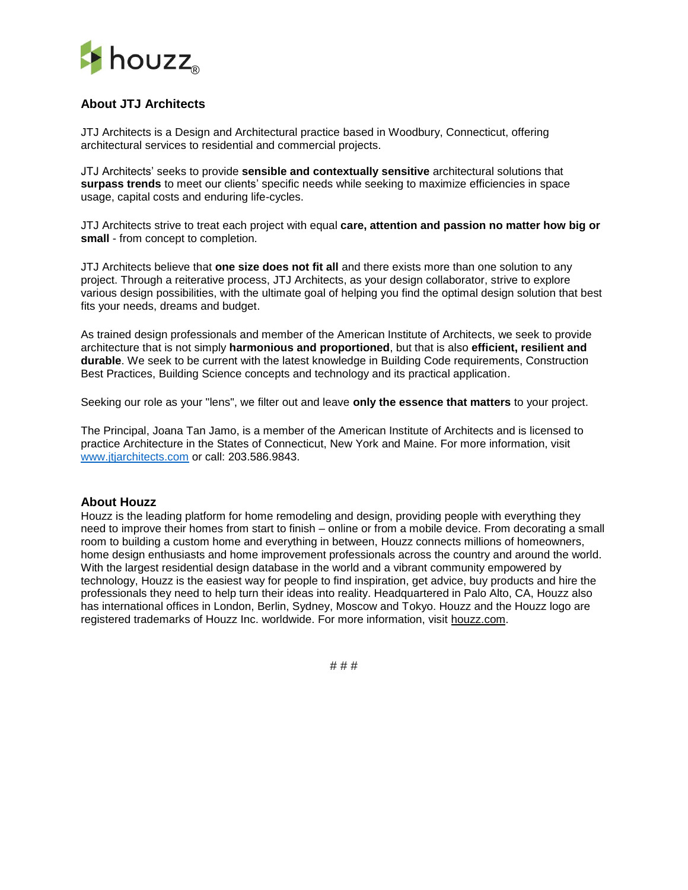## About JTJ Architects

JTJ Architects is a Design and Architectural practice based in Woodbury, Connecticut, offering architectural services to residential and commercial projects.

JTJ Architects' seeks to provide **sensible and contextually sensitive** architectural solutions that **surpass trends** to meet our clients' specific needs while seeking to maximize efficiencies in space usage, capital costs and enduring life-cycles.

JTJ Architects strive to treat each project with equal **care, attention and passion no matter how big or small** - from concept to completion.

JTJ Architects believe that **one size does not fit all** and there exists more than one solution to any project. Through a reiterative process, JTJ Architects, as your design collaborator, strive to explore various design possibilities, with the ultimate goal of helping you find the optimal design solution that best fits your needs, dreams and budget.

As trained design professionals and member of the American Institute of Architects, we seek to provide architecture that is not simply **harmonious and proportioned**, but that is also **efficient, resilient and durable**. We seek to be current with the latest knowledge in Building Code requirements, Construction Best Practices, Building Science concepts and technology and its practical application.

Seeking our role as your "lens", we filter out and leave **only the essence that matters** to your project.

The Principal, Joana Tan Jamo, is a member of the American Institute of Architects and is licensed to practice Architecture in the States of Connecticut, New York and Maine. For more information, visit [www.jtjarchitects.com](http://www.jtjarchitects.com) or call: 203.586.9843.

## About Houzz

Houzz is the leading platform for home remodeling and design, providing people with everything they need to improve their homes from start to finish – online or from a mobile device. From decorating a small room to building a custom home and everything in between, Houzz connects millions of homeowners, home design enthusiasts and home improvement professionals across the country and around the world. With the largest residential design database in the world and a vibrant community empowered by technology, Houzz is the easiest way for people to find inspiration, get advice, buy products and hire the professionals they need to help turn their ideas into reality. Headquartered in Palo Alto, CA, Houzz also has international offices in London, Berlin, Sydney, Moscow and Tokyo. Houzz and the Houzz logo are registered trademarks of Houzz Inc. worldwide. For more information, visit houzz.com.

# # #